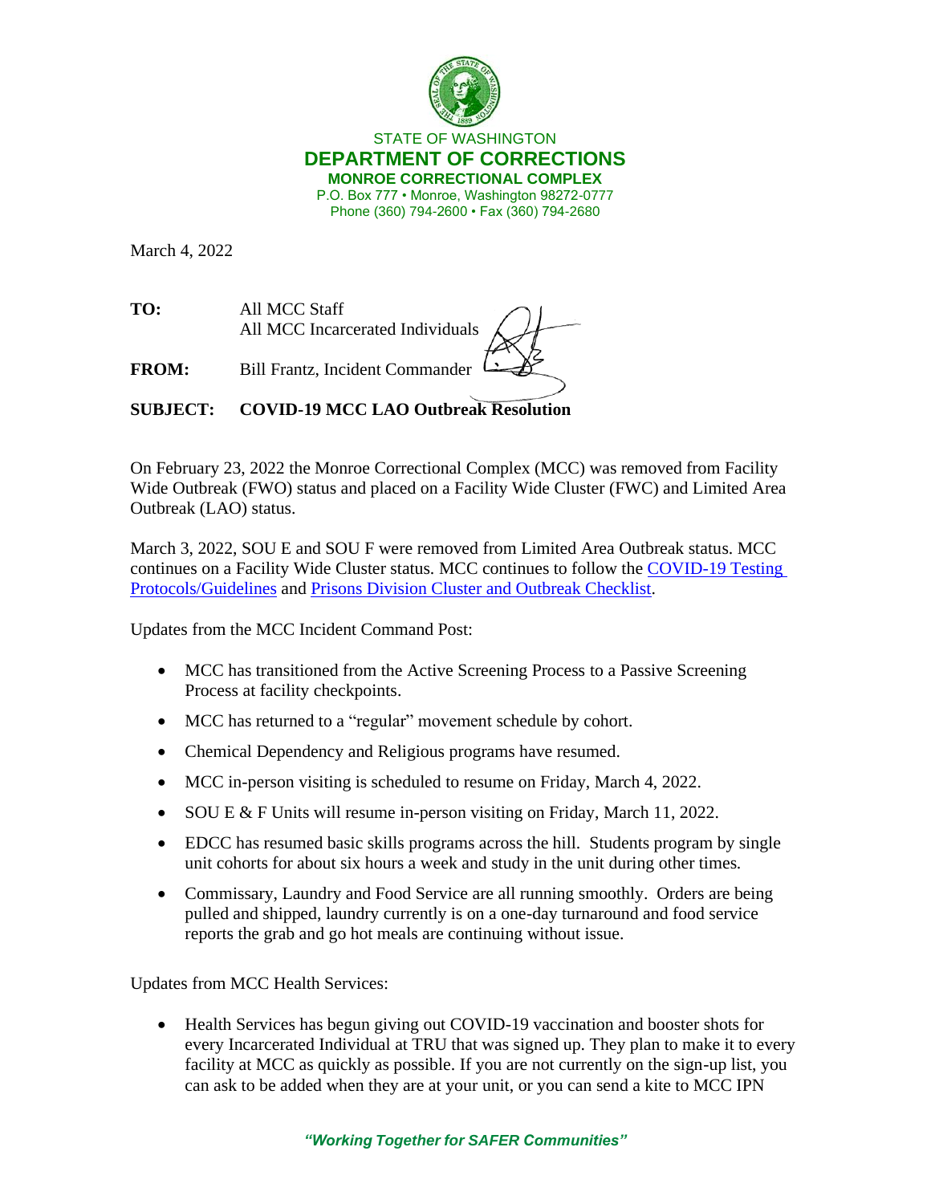STATE OF WASHINGTON

**DEPARTMENT OF CORRECTIONS**

**MONROE CORRECTIONAL COMPLEX**

P.O. Box 777 • Monroe, Washington 98272-0777

Phone (360) 794-2600 • Fax (360) 794-2680

March 4, 2022

**TO:** All MCC Staff
All MCC Incarcerated Individuals

**FROM:** Bill Frantz, Incident Commander

**SUBJECT:** **COVID-19 MCC LAO Outbreak Resolution**

On February 23, 2022 the Monroe Correctional Complex (MCC) was removed from Facility Wide Outbreak (FWO) status and placed on a Facility Wide Cluster (FWC) and Limited Area Outbreak (LAO) status.

March 3, 2022, SOU E and SOU F were removed from Limited Area Outbreak status. MCC continues on a Facility Wide Cluster status. MCC continues to follow the COVID-19 Testing Protocols/Guidelines and Prisons Division Cluster and Outbreak Checklist.

Updates from the MCC Incident Command Post:

- MCC has transitioned from the Active Screening Process to a Passive Screening Process at facility checkpoints.
- MCC has returned to a "regular" movement schedule by cohort.
- Chemical Dependency and Religious programs have resumed.
- MCC in-person visiting is scheduled to resume on Friday, March 4, 2022.
- SOU E & F Units will resume in-person visiting on Friday, March 11, 2022.
- EDCC has resumed basic skills programs across the hill. Students program by single unit cohorts for about six hours a week and study in the unit during other times.
- Commissary, Laundry and Food Service are all running smoothly. Orders are being pulled and shipped, laundry currently is on a one-day turnaround and food service reports the grab and go hot meals are continuing without issue.

Updates from MCC Health Services:

- Health Services has begun giving out COVID-19 vaccination and booster shots for every Incarcerated Individual at TRU that was signed up. They plan to make it to every facility at MCC as quickly as possible. If you are not currently on the sign-up list, you can ask to be added when they are at your unit, or you can send a kite to MCC IPN

*"Working Together for SAFER Communities"*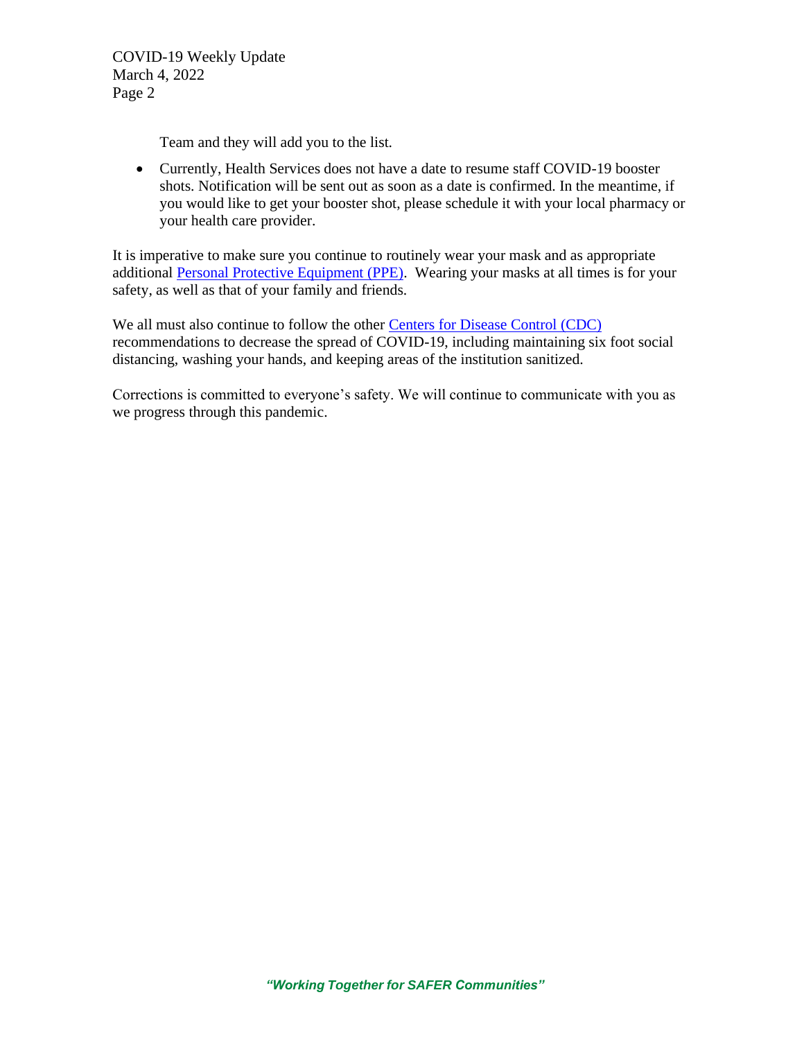Team and they will add you to the list.

- Currently, Health Services does not have a date to resume staff COVID-19 booster shots. Notification will be sent out as soon as a date is confirmed. In the meantime, if you would like to get your booster shot, please schedule it with your local pharmacy or your health care provider.

It is imperative to make sure you continue to routinely wear your mask and as appropriate additional Personal Protective Equipment (PPE). Wearing your masks at all times is for your safety, as well as that of your family and friends.

We all must also continue to follow the other Centers for Disease Control (CDC) recommendations to decrease the spread of COVID-19, including maintaining six foot social distancing, washing your hands, and keeping areas of the institution sanitized.

Corrections is committed to everyone's safety. We will continue to communicate with you as we progress through this pandemic.